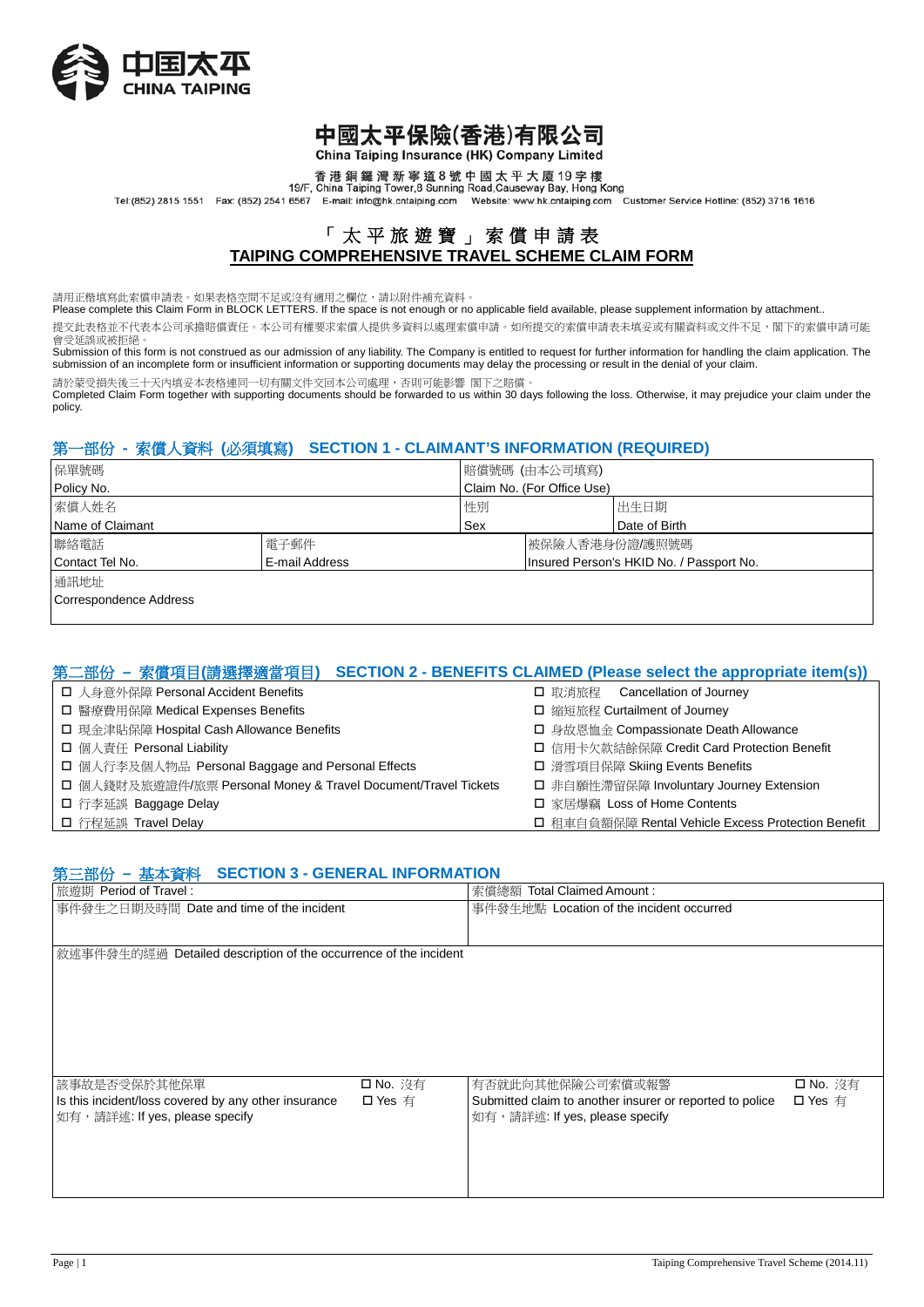中国太平
CHINA TAIPING

# 中國太平保險(香港)有限公司

**China Taiping Insurance (HK) Company Limited**

香港銅鑼灣新寧道8號中國太平大廈19字樓
19/F, China Taiping Tower,8 Sunning Road,Causeway Bay, Hong Kong
Tel:(852) 2815 1551 Fax: (852) 2541 6567 E-mail: info@hk.cntaiping.com Website: www.hk.cntaiping.com Customer Service Hotline: (852) 3716 1616

## 「太平旅遊寶」索償申請表
## TAIPING COMPREHENSIVE TRAVEL SCHEME CLAIM FORM

請用正楷填寫此索償申請表。如果表格空間不足或沒有適用之欄位，請以附件補充資料。
Please complete this Claim Form in BLOCK LETTERS. If the space is not enough or no applicable field available, please supplement information by attachment..

提交此表格並不代表本公司承擔賠償責任。本公司有權要求索償人提供多資料以處理索償申請。如所提交的索償申請表未填妥或有關資料或文件不足，閣下的索償申請可能會受延誤或被拒絕。
Submission of this form is not construed as our admission of any liability. The Company is entitled to request for further information for handling the claim application. The submission of an incomplete form or insufficient information or supporting documents may delay the processing or result in the denial of your claim.

請於蒙受損失後三十天內填妥本表格連同一切有關文件交回本公司處理，否則可能影響 閣下之賠償。
Completed Claim Form together with supporting documents should be forwarded to us within 30 days following the loss. Otherwise, it may prejudice your claim under the policy.

### 第一部份 - 索償人資料 (必須填寫) SECTION 1 - CLAIMANT'S INFORMATION (REQUIRED)

| 保單號碼 Policy No. | | 賠償號碼 (由本公司填寫) Claim No. (For Office Use) | |
|---|---|---|---|
| 索償人姓名 Name of Claimant | | 性別 Sex | 出生日期 Date of Birth |
| 聯絡電話 Contact Tel No. | 電子郵件 E-mail Address | 被保險人香港身份證/護照號碼 Insured Person's HKID No. / Passport No. | |
| 通訊地址 Correspondence Address | | | |

### 第二部份 – 索償項目(請選擇適當項目) SECTION 2 - BENEFITS CLAIMED (Please select the appropriate item(s))

| | |
|---|---|
| ☐ 人身意外保障 Personal Accident Benefits | ☐ 取消旅程 Cancellation of Journey |
| ☐ 醫療費用保障 Medical Expenses Benefits | ☐ 縮短旅程 Curtailment of Journey |
| ☐ 現金津貼保障 Hospital Cash Allowance Benefits | ☐ 身故恩恤金 Compassionate Death Allowance |
| ☐ 個人責任 Personal Liability | ☐ 信用卡欠款結餘保障 Credit Card Protection Benefit |
| ☐ 個人行李及個人物品 Personal Baggage and Personal Effects | ☐ 滑雪項目保障 Skiing Events Benefits |
| ☐ 個人錢財及旅遊證件/旅票 Personal Money & Travel Document/Travel Tickets | ☐ 非自願性滯留保障 Involuntary Journey Extension |
| ☐ 行李延誤 Baggage Delay | ☐ 家居爆竊 Loss of Home Contents |
| ☐ 行程延誤 Travel Delay | ☐ 租車自負額保障 Rental Vehicle Excess Protection Benefit |

### 第三部份 – 基本資料 SECTION 3 - GENERAL INFORMATION

| | | | |
|---|---|---|---|
| 旅遊期 Period of Travel : | | 索償總額 Total Claimed Amount : | |
| 事件發生之日期及時間 Date and time of the incident | | 事件發生地點 Location of the incident occurred | |
| 敘述事件發生的經過 Detailed description of the occurrence of the incident | | | |
| 該事故是否受保於其他保單 Is this incident/loss covered by any other insurance 如有，請詳述: If yes, please specify | ☐ No. 沒有 ☐ Yes 有 | 有否就此向其他保險公司索償或報警 Submitted claim to another insurer or reported to police 如有，請詳述: If yes, please specify | ☐ No. 沒有 ☐ Yes 有 |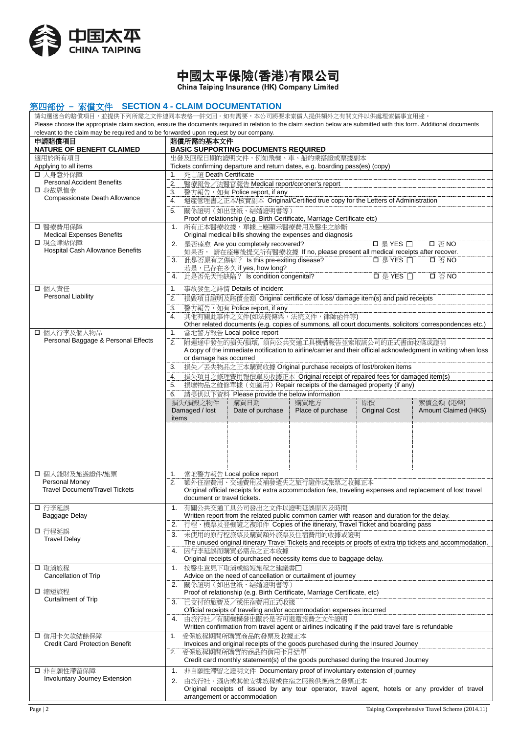# 中國太平保險(香港)有限公司
China Taiping Insurance (HK) Company Limited

## 第四部份 – 索償文件 SECTION 4 - CLAIM DOCUMENTATION

請勾選適合的賠償項目，並提供下列所需之文件連同本表格一併交回。如有需要，本公司將要求索償人提供額外之有關文件以供處理索償事宜用途。
Please choose the appropriate claim section, ensure the documents required in relation to the claim section below are submitted with this form. Additional documents relevant to the claim may be required and to be forwarded upon request by our company.

| 申請賠償項目<br>NATURE OF BENEFIT CLAIMED | 賠償所需的基本文件<br>BASIC SUPPORTING DOCUMENTS REQUIRED |
|---|---|
| 適用於所有項目<br>Applying to all items | 出發及回程日期的證明文件，例如飛機、車、船的乘搭證或票據副本<br>Tickets confirming departure and return dates, e.g. boarding pass(es) (copy) |
| ☐ 人身意外保障<br>Personal Accident Benefits<br>☐ 身故恩恤金<br>Compassionate Death Allowance | 1. 死亡證 Death Certificate<br>2. 醫療報告／法醫官報告 Medical report/coroner's report<br>3. 警方報告，如有 Police report, if any<br>4. 遺產管理書之正本/核實副本 Original/Certified true copy for the Letters of Administration<br>5. 關係證明（如出世紙、結婚證明書等）<br>Proof of relationship (e.g. Birth Certificate, Marriage Certificate etc) |
| ☐ 醫療費用保障<br>Medical Expenses Benefits<br>☐ 現金津貼保障<br>Hospital Cash Allowance Benefits | 1. 所有正本醫療收據，單據上應顯示醫療費用及醫生之診斷<br>Original medical bills showing the expenses and diagnosis<br>2. 是否痊愈 Are you completely recovered? ☐ 是 YES ☐ ☐ 否 NO<br>如果否， 請在痊癒後提交所有醫療收據 If no, please present all medical receipts after recover.<br>3. 此是否原有之傷病？ Is this pre-exiting disease? ☐ 是 YES ☐ ☐ 否 NO<br>若是，已存在多久 if yes, how long?<br>4. 此是否先天性缺陷？ Is condition congenital? ☐ 是 YES ☐ ☐ 否 NO |
| ☐ 個人責任<br>Personal Liability | 1. 事故發生之詳情 Details of incident<br>2. 損毀項目證明及賠償金額 Original certificate of loss/ damage item(s) and paid receipts<br>3. 警方報告，如有 Police report, if any<br>4. 其他有關此事件之文件(如法院傳票，法院文件，律師函件等)<br>Other related documents (e.g. copies of summons, all court documents, solicitors' correspondences etc.) |
| ☐ 個人行李及個人物品<br>Personal Baggage & Personal Effects | 1. 當地警方報告 Local police report<br>2. 附運途中發生的損失/損壞，須向公共交通工具機構報告並索取該公司的正式書面收條或證明<br>A copy of the immediate notification to airline/carrier and their official acknowledgment in writing when loss or damage has occurred<br>3. 損失／丟失物品之正本購買收據 Original purchase receipts of lost/broken items<br>4. 損失項目之修理費用報價單及收據正本 Original receipt of repaired fees for damaged item(s)<br>5. 損壞物品之維修單據（如適用）Repair receipts of the damaged property (if any)<br>6. 請提供以下資料 Please provide the below information |

| 損失/損毀之物件<br>Damaged / lost items | 購買日期<br>Date of purchase | 購買地方<br>Place of purchase | 原價<br>Original Cost | 索償金額 (港幣)<br>Amount Claimed (HK$) |
|---|---|---|---|---|
| | | | | |

| 申請賠償項目<br>NATURE OF BENEFIT CLAIMED | 賠償所需的基本文件<br>BASIC SUPPORTING DOCUMENTS REQUIRED |
|---|---|
| ☐ 個人錢財及旅遊證件/旅票<br>Personal Money<br>Travel Document/Travel Tickets | 1. 當地警方報告 Local police report<br>2. 額外住宿費用、交通費用及補發遺失之旅行證件或旅票之收據正本<br>Original official receipts for extra accommodation fee, traveling expenses and replacement of lost travel document or travel tickets. |
| ☐ 行李延誤<br>Baggage Delay<br>☐ 行程延誤<br>Travel Delay | 1. 有關公共交通工具公司發出之文件以證明延誤原因及時間<br>Written report from the related public common carrier with reason and duration for the delay.<br>2. 行程、機票及登機證之複印件 Copies of the itinerary, Travel Ticket and boarding pass<br>3. 未使用的原行程旅票及購買額外旅票及住宿費用的收據或證明<br>The unused original itinerary Travel Tickets and receipts or proofs of extra trip tickets and accommodation.<br>4. 因行李延誤而購買必需品之正本收據<br>Original receipts of purchased necessity items due to baggage delay. |
| ☐ 取消旅程<br>Cancellation of Trip<br>☐ 縮短旅程<br>Curtailment of Trip | 1. 按醫生意見下取消或縮短旅程之建議書☐<br>Advice on the need of cancellation or curtailment of journey<br>2. 關係證明（如出世紙、結婚證明書等）<br>Proof of relationship (e.g. Birth Certificate, Marriage Certificate, etc)<br>3. 已支付的旅費及／或住宿費用正式收據<br>Official receipts of traveling and/or accommodation expenses incurred<br>4. 由旅行社／有關機構發出關於是否可退還旅費之文件證明<br>Written confirmation from travel agent or airlines indicating if the paid travel fare is refundable |
| ☐ 信用卡欠款結餘保障<br>Credit Card Protection Benefit | 1. 受保旅程期間所購買商品的發票及收據正本<br>Invoices and original receipts of the goods purchased during the Insured Journey<br>2. 受保旅程期間所購買的商品的信用卡月結單<br>Credit card monthly statement(s) of the goods purchased during the Insured Journey |
| ☐ 非自願性滯留保障<br>Involuntary Journey Extension | 1. 非自願性滯留之證明文件 Documentary proof of involuntary extension of journey<br>2. 由旅行社、酒店或其他安排旅程或住宿之服務供應商之發票正本<br>Original receipts of issued by any tour operator, travel agent, hotels or any provider of travel arrangement or accommodation |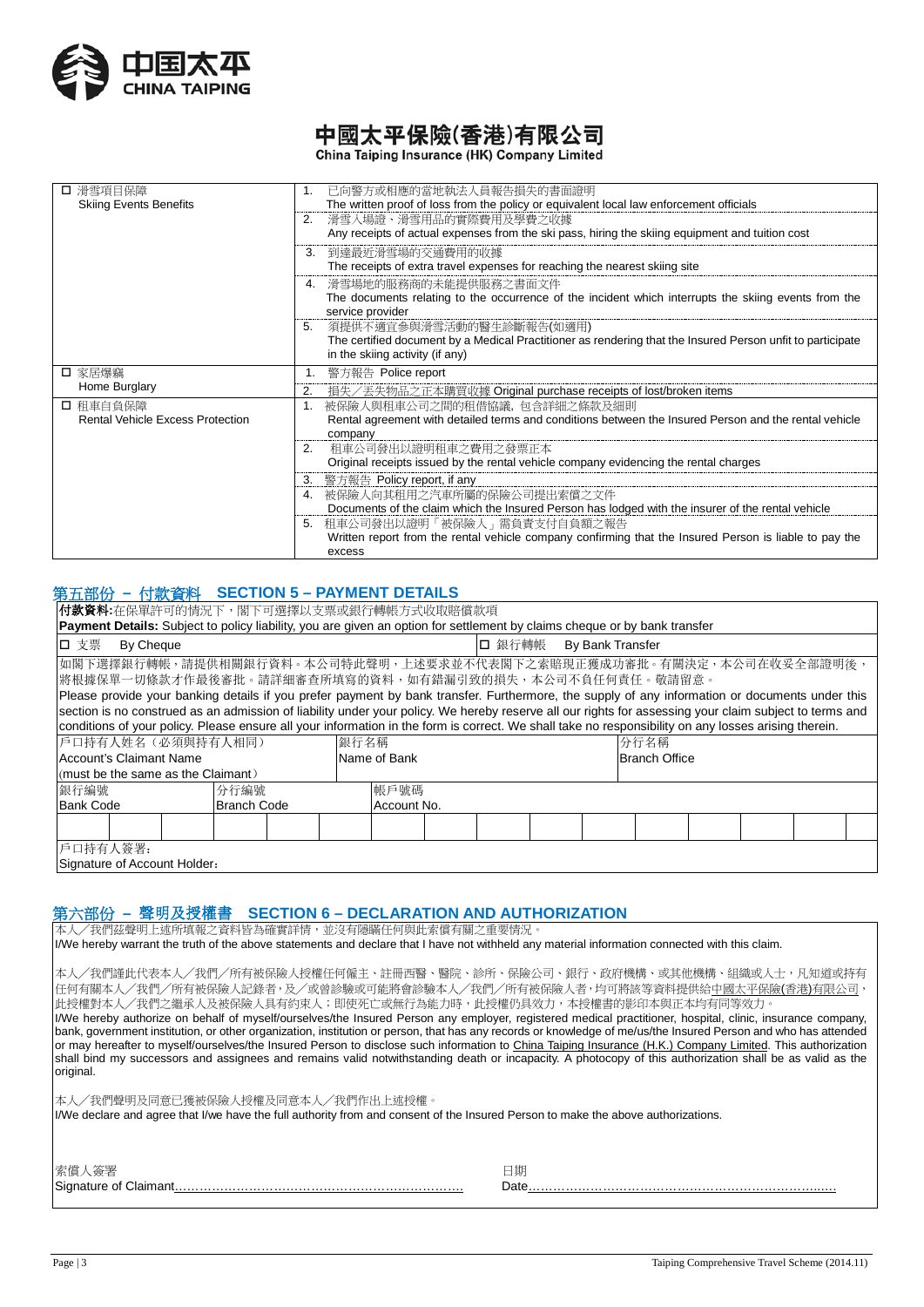# 中國太平保險(香港)有限公司

China Taiping Insurance (HK) Company Limited

| | |
|---|---|
| ☐ 滑雪項目保障<br>Skiing Events Benefits | 1. 已向警方或相應的當地執法人員報告損失的書面證明<br>The written proof of loss from the policy or equivalent local law enforcement officials<br>2. 滑雪入場證、滑雪用品的實際費用及學費之收據<br>Any receipts of actual expenses from the ski pass, hiring the skiing equipment and tuition cost<br>3. 到達最近滑雪場的交通費用的收據<br>The receipts of extra travel expenses for reaching the nearest skiing site<br>4. 滑雪場地的服務商的未能提供服務之書面文件<br>The documents relating to the occurrence of the incident which interrupts the skiing events from the service provider<br>5. 須提供不適宜參與滑雪活動的醫生診斷報告(如適用)<br>The certified document by a Medical Practitioner as rendering that the Insured Person unfit to participate in the skiing activity (if any) |
| ☐ 家居爆竊<br>Home Burglary | 1. 警方報告 Police report<br>2. 損失／丟失物品之正本購買收據 Original purchase receipts of lost/broken items |
| ☐ 租車自負保障<br>Rental Vehicle Excess Protection | 1. 被保險人與租車公司之間的租借協議, 包含詳細之條款及細則<br>Rental agreement with detailed terms and conditions between the Insured Person and the rental vehicle company<br>2. 租車公司發出以證明租車之費用之發票正本<br>Original receipts issued by the rental vehicle company evidencing the rental charges<br>3. 警方報告 Policy report, if any<br>4. 被保險人向其租用之汽車所屬的保險公司提出索償之文件<br>Documents of the claim which the Insured Person has lodged with the insurer of the rental vehicle<br>5. 租車公司發出以證明「被保險人」需負責支付自負額之報告<br>Written report from the rental vehicle company confirming that the Insured Person is liable to pay the excess |

## 第五部份 – 付款資料 SECTION 5 – PAYMENT DETAILS

**付款資料:**在保單許可的情況下，閣下可選擇以支票或銀行轉帳方式收取賠償款項
**Payment Details:** Subject to policy liability, you are given an option for settlement by claims cheque or by bank transfer

☐ 支票 By Cheque ☐ 銀行轉帳 By Bank Transfer

如閣下選擇銀行轉帳，請提供相關銀行資料。本公司特此聲明，上述要求並不代表閣下之索賠現正獲成功審批。有關決定，本公司在收妥全部證明後，將根據保單一切條款才作最後審批。請詳細審查所填寫的資料，如有錯漏引致的損失，本公司不負任何責任。敬請留意。
Please provide your banking details if you prefer payment by bank transfer. Furthermore, the supply of any information or documents under this section is no construed as an admission of liability under your policy. We hereby reserve all our rights for assessing your claim subject to terms and conditions of your policy. Please ensure all your information in the form is correct. We shall take no responsibility on any losses arising therein.

| 戶口持有人姓名（必須與持有人相同）<br>Account's Claimant Name<br>(must be the same as the Claimant) | 銀行名稱<br>Name of Bank | 分行名稱<br>Branch Office |
|---|---|---|
| | | |

| 銀行編號<br>Bank Code | 分行編號<br>Branch Code | 帳戶號碼<br>Account No. |
|---|---|---|
| | | |

戶口持有人簽署:
Signature of Account Holder:

## 第六部份 – 聲明及授權書 SECTION 6 – DECLARATION AND AUTHORIZATION

本人／我們茲聲明上述所填報之資料皆為確實詳情，並沒有隱瞞任何與此索償有關之重要情況。
I/We hereby warrant the truth of the above statements and declare that I have not withheld any material information connected with this claim.

本人／我們謹此代表本人／我們／所有被保險人授權任何僱主、註冊西醫、醫院、診所、保險公司、銀行、政府機構、或其他機構、組織或人士，凡知道或持有任何有關本人／我們／所有被保險人記錄者，及／或曾診驗或可能將會診驗本人／我們／所有被保險人者，均可將該等資料提供給中國太平保險(香港)有限公司，此授權對本人／我們之繼承人及被保險人具有約束人；即使死亡或無行為能力時，此授權仍具效力，本授權書的影印本與正本均有同等效力。
I/We hereby authorize on behalf of myself/ourselves/the Insured Person any employer, registered medical practitioner, hospital, clinic, insurance company, bank, government institution, or other organization, institution or person, that has any records or knowledge of me/us/the Insured Person and who has attended or may hereafter to myself/ourselves/the Insured Person to disclose such information to China Taiping Insurance (H.K.) Company Limited. This authorization shall bind my successors and assignees and remains valid notwithstanding death or incapacity. A photocopy of this authorization shall be as valid as the original.

本人／我們聲明及同意已獲被保險人授權及同意本人／我們作出上述授權。
I/We declare and agree that I/we have the full authority from and consent of the Insured Person to make the above authorizations.

索償人簽署
Signature of Claimant……………………………………………………………

日期
Date………………………………………………………………….